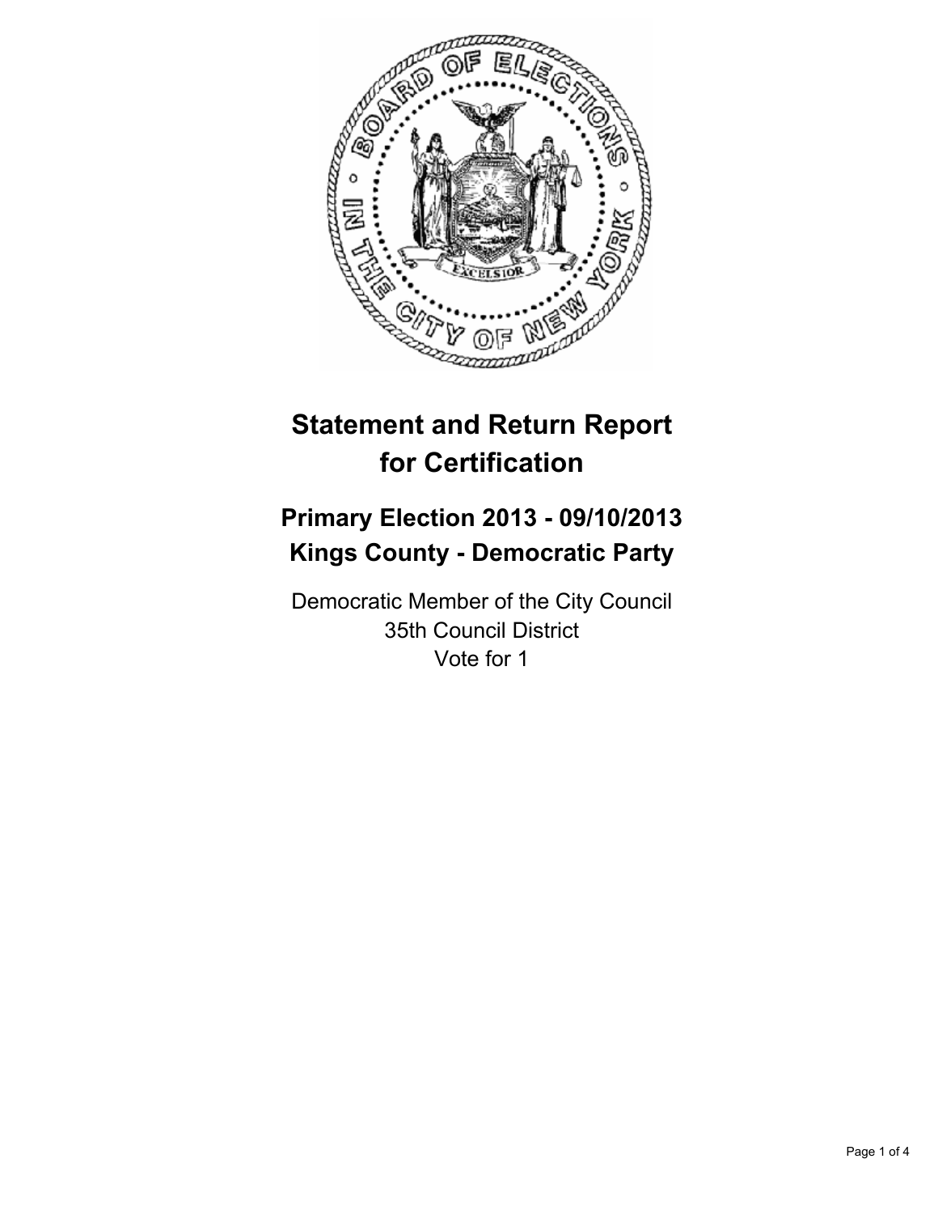# Statement and Return Report for Certification

## Primary Election 2013 - 09/10/2013
## Kings County - Democratic Party

Democratic Member of the City Council
35th Council District
Vote for 1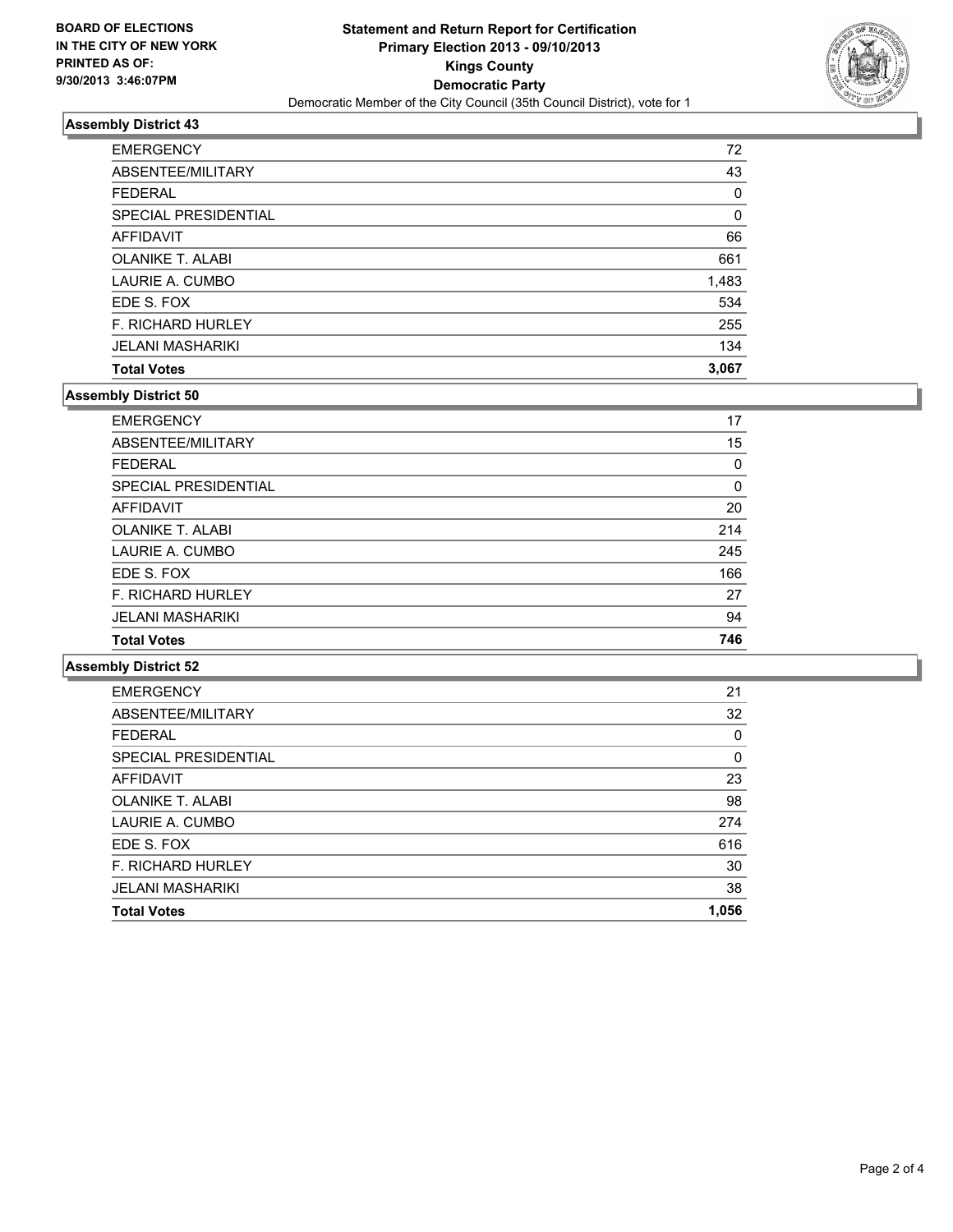**BOARD OF ELECTIONS IN THE CITY OF NEW YORK PRINTED AS OF: 9/30/2013 3:46:07PM**

**Statement and Return Report for Certification**
**Primary Election 2013 - 09/10/2013**
**Kings County**
**Democratic Party**
Democratic Member of the City Council (35th Council District), vote for 1

### Assembly District 43

| | |
|---|---|
| EMERGENCY | 72 |
| ABSENTEE/MILITARY | 43 |
| FEDERAL | 0 |
| SPECIAL PRESIDENTIAL | 0 |
| AFFIDAVIT | 66 |
| OLANIKE T. ALABI | 661 |
| LAURIE A. CUMBO | 1,483 |
| EDE S. FOX | 534 |
| F. RICHARD HURLEY | 255 |
| JELANI MASHARIKI | 134 |
| **Total Votes** | **3,067** |

### Assembly District 50

| | |
|---|---|
| EMERGENCY | 17 |
| ABSENTEE/MILITARY | 15 |
| FEDERAL | 0 |
| SPECIAL PRESIDENTIAL | 0 |
| AFFIDAVIT | 20 |
| OLANIKE T. ALABI | 214 |
| LAURIE A. CUMBO | 245 |
| EDE S. FOX | 166 |
| F. RICHARD HURLEY | 27 |
| JELANI MASHARIKI | 94 |
| **Total Votes** | **746** |

### Assembly District 52

| | |
|---|---|
| EMERGENCY | 21 |
| ABSENTEE/MILITARY | 32 |
| FEDERAL | 0 |
| SPECIAL PRESIDENTIAL | 0 |
| AFFIDAVIT | 23 |
| OLANIKE T. ALABI | 98 |
| LAURIE A. CUMBO | 274 |
| EDE S. FOX | 616 |
| F. RICHARD HURLEY | 30 |
| JELANI MASHARIKI | 38 |
| **Total Votes** | **1,056** |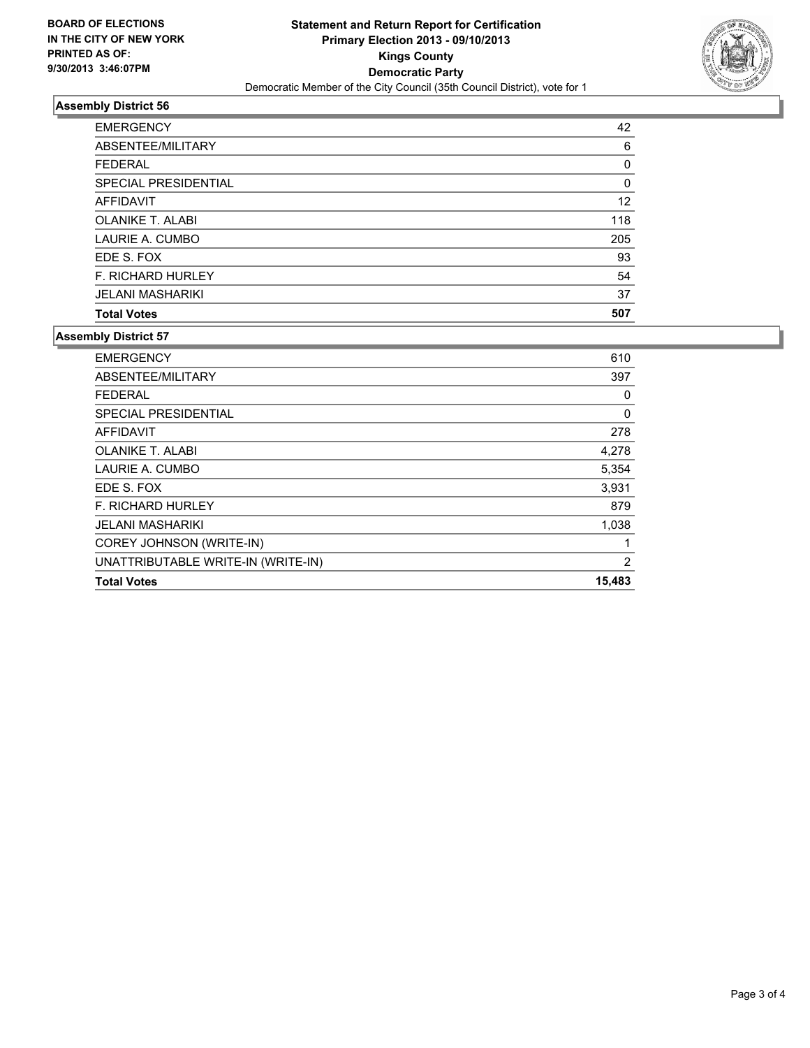**BOARD OF ELECTIONS IN THE CITY OF NEW YORK PRINTED AS OF: 9/30/2013 3:46:07PM**

**Statement and Return Report for Certification**
**Primary Election 2013 - 09/10/2013**
**Kings County**
**Democratic Party**
Democratic Member of the City Council (35th Council District), vote for 1

### Assembly District 56

| | |
|---|---|
| EMERGENCY | 42 |
| ABSENTEE/MILITARY | 6 |
| FEDERAL | 0 |
| SPECIAL PRESIDENTIAL | 0 |
| AFFIDAVIT | 12 |
| OLANIKE T. ALABI | 118 |
| LAURIE A. CUMBO | 205 |
| EDE S. FOX | 93 |
| F. RICHARD HURLEY | 54 |
| JELANI MASHARIKI | 37 |
| **Total Votes** | **507** |

### Assembly District 57

| | |
|---|---|
| EMERGENCY | 610 |
| ABSENTEE/MILITARY | 397 |
| FEDERAL | 0 |
| SPECIAL PRESIDENTIAL | 0 |
| AFFIDAVIT | 278 |
| OLANIKE T. ALABI | 4,278 |
| LAURIE A. CUMBO | 5,354 |
| EDE S. FOX | 3,931 |
| F. RICHARD HURLEY | 879 |
| JELANI MASHARIKI | 1,038 |
| COREY JOHNSON (WRITE-IN) | 1 |
| UNATTRIBUTABLE WRITE-IN (WRITE-IN) | 2 |
| **Total Votes** | **15,483** |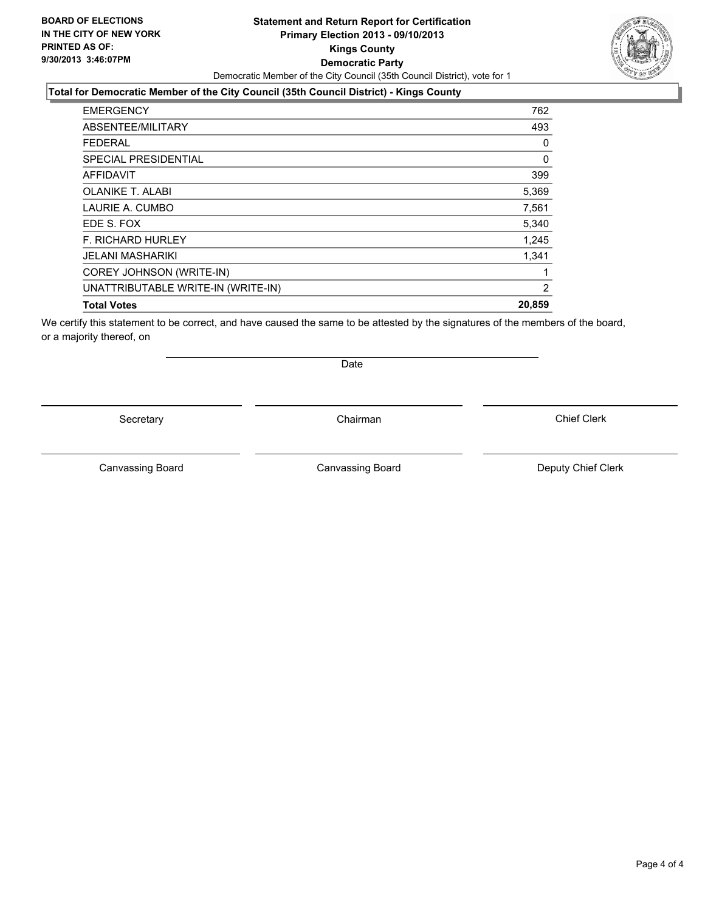**BOARD OF ELECTIONS IN THE CITY OF NEW YORK**
**PRINTED AS OF: 9/30/2013 3:46:07PM**

**Statement and Return Report for Certification**
**Primary Election 2013 - 09/10/2013**
**Kings County**
**Democratic Party**

Democratic Member of the City Council (35th Council District), vote for 1

**Total for Democratic Member of the City Council (35th Council District) - Kings County**

| | |
|---|---|
| EMERGENCY | 762 |
| ABSENTEE/MILITARY | 493 |
| FEDERAL | 0 |
| SPECIAL PRESIDENTIAL | 0 |
| AFFIDAVIT | 399 |
| OLANIKE T. ALABI | 5,369 |
| LAURIE A. CUMBO | 7,561 |
| EDE S. FOX | 5,340 |
| F. RICHARD HURLEY | 1,245 |
| JELANI MASHARIKI | 1,341 |
| COREY JOHNSON (WRITE-IN) | 1 |
| UNATTRIBUTABLE WRITE-IN (WRITE-IN) | 2 |
| **Total Votes** | **20,859** |

We certify this statement to be correct, and have caused the same to be attested by the signatures of the members of the board, or a majority thereof, on

Date

Secretary | Chairman | Chief Clerk

Canvassing Board | Canvassing Board | Deputy Chief Clerk